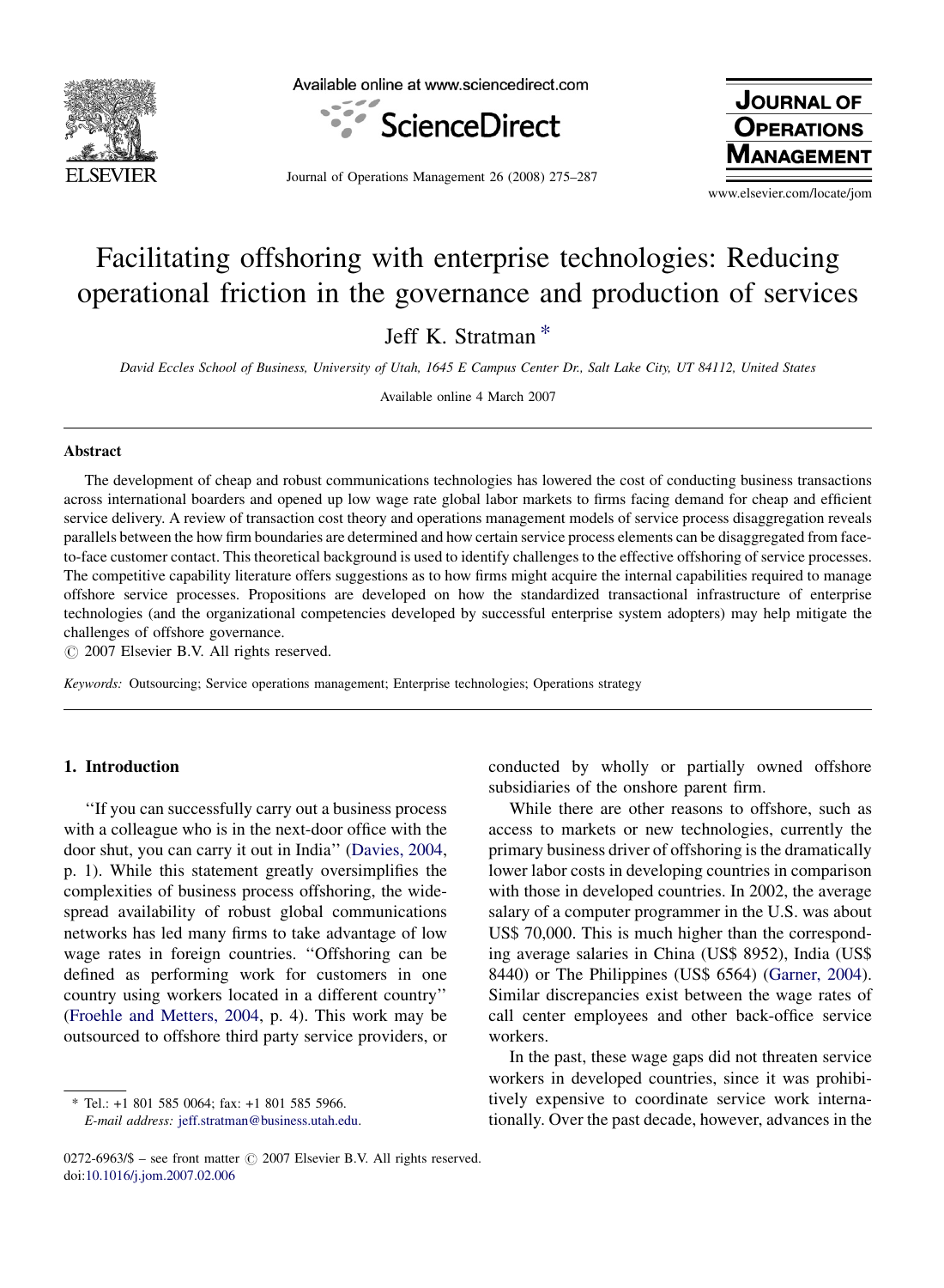# Facilitating offshoring with enterprise technologies: Reducing operational friction in the governance and production of services

Jeff K. Stratman *

*David Eccles School of Business, University of Utah, 1645 E Campus Center Dr., Salt Lake City, UT 84112, United States*

Available online 4 March 2007

## Abstract

The development of cheap and robust communications technologies has lowered the cost of conducting business transactions across international boarders and opened up low wage rate global labor markets to firms facing demand for cheap and efficient service delivery. A review of transaction cost theory and operations management models of service process disaggregation reveals parallels between the how firm boundaries are determined and how certain service process elements can be disaggregated from face-to-face customer contact. This theoretical background is used to identify challenges to the effective offshoring of service processes. The competitive capability literature offers suggestions as to how firms might acquire the internal capabilities required to manage offshore service processes. Propositions are developed on how the standardized transactional infrastructure of enterprise technologies (and the organizational competencies developed by successful enterprise system adopters) may help mitigate the challenges of offshore governance.

© 2007 Elsevier B.V. All rights reserved.

*Keywords:* Outsourcing; Service operations management; Enterprise technologies; Operations strategy

## 1. Introduction

''If you can successfully carry out a business process with a colleague who is in the next-door office with the door shut, you can carry it out in India'' (Davies, 2004, p. 1). While this statement greatly oversimplifies the complexities of business process offshoring, the widespread availability of robust global communications networks has led many firms to take advantage of low wage rates in foreign countries. ''Offshoring can be defined as performing work for customers in one country using workers located in a different country'' (Froehle and Metters, 2004, p. 4). This work may be outsourced to offshore third party service providers, or conducted by wholly or partially owned offshore subsidiaries of the onshore parent firm.

While there are other reasons to offshore, such as access to markets or new technologies, currently the primary business driver of offshoring is the dramatically lower labor costs in developing countries in comparison with those in developed countries. In 2002, the average salary of a computer programmer in the U.S. was about US$ 70,000. This is much higher than the corresponding average salaries in China (US$ 8952), India (US$ 8440) or The Philippines (US$ 6564) (Garner, 2004). Similar discrepancies exist between the wage rates of call center employees and other back-office service workers.

In the past, these wage gaps did not threaten service workers in developed countries, since it was prohibitively expensive to coordinate service work internationally. Over the past decade, however, advances in the

---

* Tel.: +1 801 585 0064; fax: +1 801 585 5966.
*E-mail address:* jeff.stratman@business.utah.edu.

0272-6963/$ – see front matter © 2007 Elsevier B.V. All rights reserved.
doi:10.1016/j.jom.2007.02.006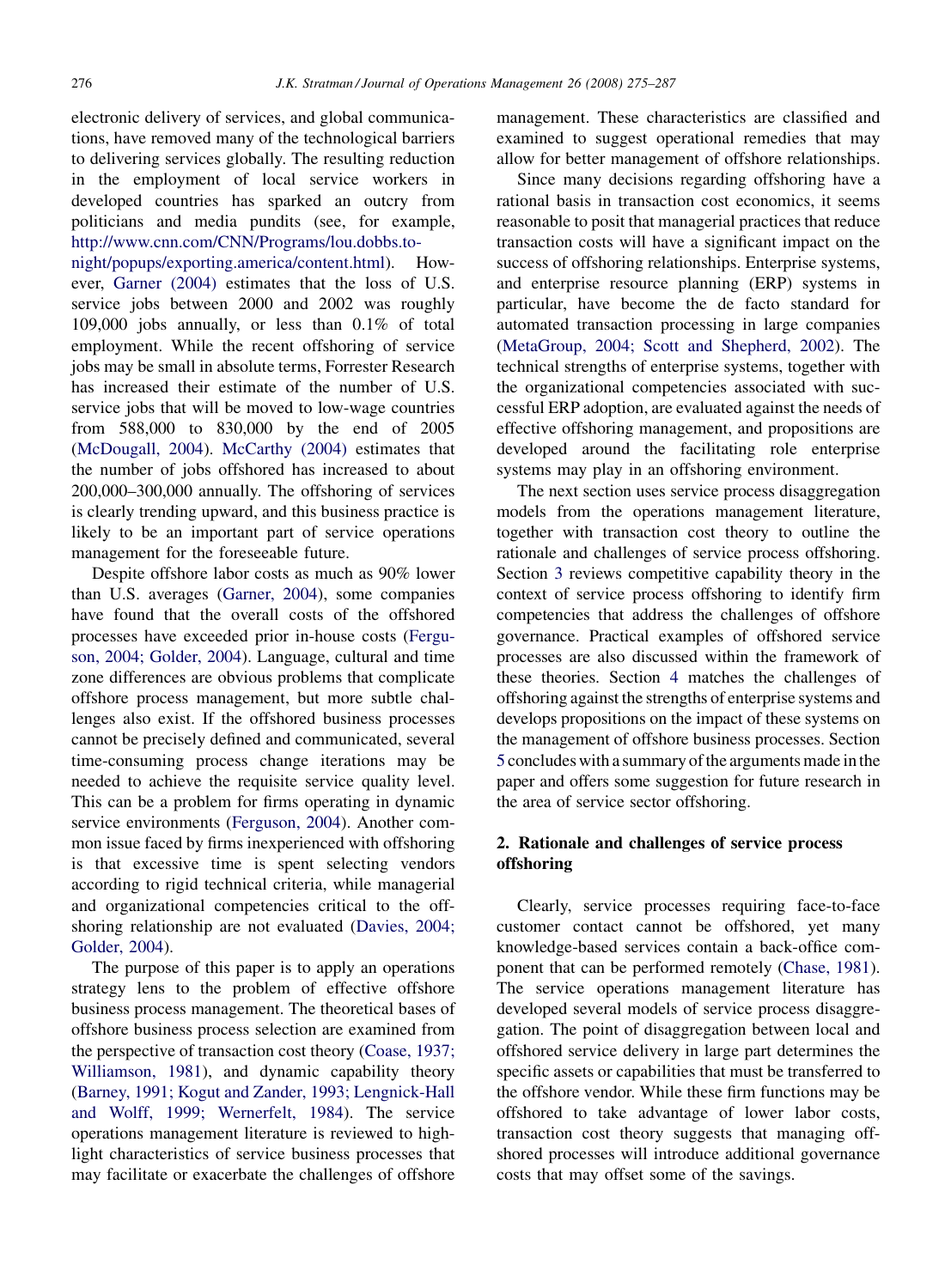electronic delivery of services, and global communications, have removed many of the technological barriers to delivering services globally. The resulting reduction in the employment of local service workers in developed countries has sparked an outcry from politicians and media pundits (see, for example, http://www.cnn.com/CNN/Programs/lou.dobbs.tonight/popups/exporting.america/content.html). However, Garner (2004) estimates that the loss of U.S. service jobs between 2000 and 2002 was roughly 109,000 jobs annually, or less than 0.1% of total employment. While the recent offshoring of service jobs may be small in absolute terms, Forrester Research has increased their estimate of the number of U.S. service jobs that will be moved to low-wage countries from 588,000 to 830,000 by the end of 2005 (McDougall, 2004). McCarthy (2004) estimates that the number of jobs offshored has increased to about 200,000–300,000 annually. The offshoring of services is clearly trending upward, and this business practice is likely to be an important part of service operations management for the foreseeable future.

Despite offshore labor costs as much as 90% lower than U.S. averages (Garner, 2004), some companies have found that the overall costs of the offshored processes have exceeded prior in-house costs (Ferguson, 2004; Golder, 2004). Language, cultural and time zone differences are obvious problems that complicate offshore process management, but more subtle challenges also exist. If the offshored business processes cannot be precisely defined and communicated, several time-consuming process change iterations may be needed to achieve the requisite service quality level. This can be a problem for firms operating in dynamic service environments (Ferguson, 2004). Another common issue faced by firms inexperienced with offshoring is that excessive time is spent selecting vendors according to rigid technical criteria, while managerial and organizational competencies critical to the offshoring relationship are not evaluated (Davies, 2004; Golder, 2004).

The purpose of this paper is to apply an operations strategy lens to the problem of effective offshore business process management. The theoretical bases of offshore business process selection are examined from the perspective of transaction cost theory (Coase, 1937; Williamson, 1981), and dynamic capability theory (Barney, 1991; Kogut and Zander, 1993; Lengnick-Hall and Wolff, 1999; Wernerfelt, 1984). The service operations management literature is reviewed to highlight characteristics of service business processes that may facilitate or exacerbate the challenges of offshore management. These characteristics are classified and examined to suggest operational remedies that may allow for better management of offshore relationships.

Since many decisions regarding offshoring have a rational basis in transaction cost economics, it seems reasonable to posit that managerial practices that reduce transaction costs will have a significant impact on the success of offshoring relationships. Enterprise systems, and enterprise resource planning (ERP) systems in particular, have become the de facto standard for automated transaction processing in large companies (MetaGroup, 2004; Scott and Shepherd, 2002). The technical strengths of enterprise systems, together with the organizational competencies associated with successful ERP adoption, are evaluated against the needs of effective offshoring management, and propositions are developed around the facilitating role enterprise systems may play in an offshoring environment.

The next section uses service process disaggregation models from the operations management literature, together with transaction cost theory to outline the rationale and challenges of service process offshoring. Section 3 reviews competitive capability theory in the context of service process offshoring to identify firm competencies that address the challenges of offshore governance. Practical examples of offshored service processes are also discussed within the framework of these theories. Section 4 matches the challenges of offshoring against the strengths of enterprise systems and develops propositions on the impact of these systems on the management of offshore business processes. Section 5 concludes with a summary of the arguments made in the paper and offers some suggestion for future research in the area of service sector offshoring.

## 2. Rationale and challenges of service process offshoring

Clearly, service processes requiring face-to-face customer contact cannot be offshored, yet many knowledge-based services contain a back-office component that can be performed remotely (Chase, 1981). The service operations management literature has developed several models of service process disaggregation. The point of disaggregation between local and offshored service delivery in large part determines the specific assets or capabilities that must be transferred to the offshore vendor. While these firm functions may be offshored to take advantage of lower labor costs, transaction cost theory suggests that managing offshored processes will introduce additional governance costs that may offset some of the savings.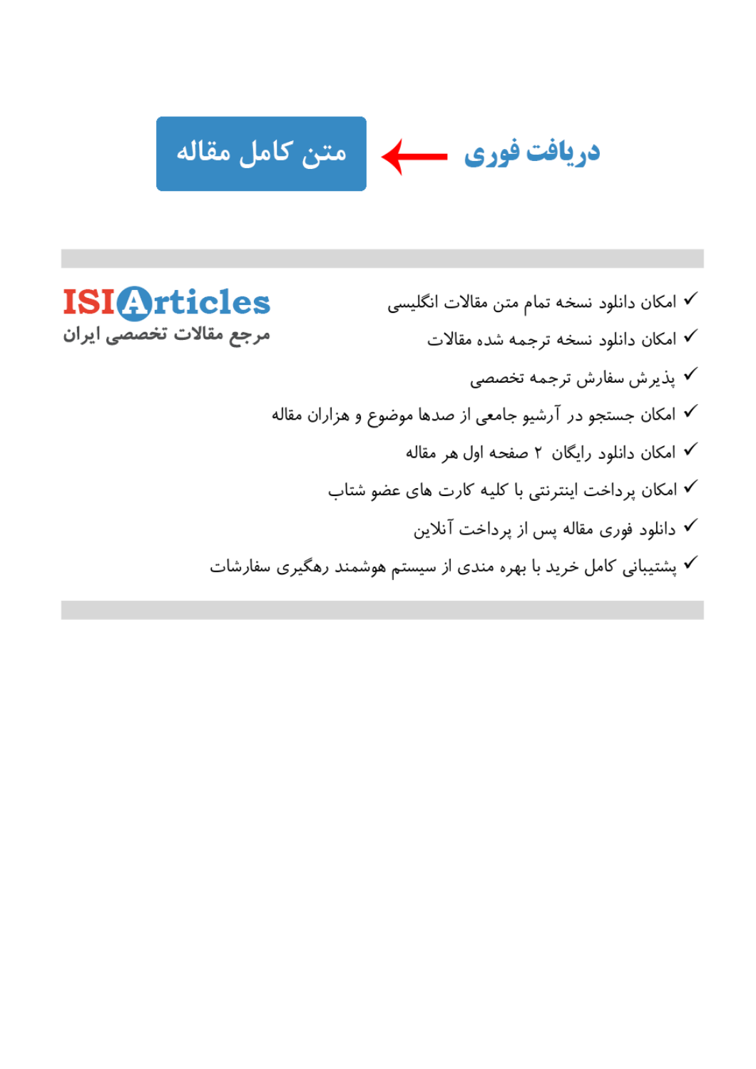دریافت فوری ← متن کامل مقاله

ISIArticles
مرجع مقالات تخصصی ایران

- ✓ امکان دانلود نسخه تمام متن مقالات انگلیسی
- ✓ امکان دانلود نسخه ترجمه شده مقالات
- ✓ پذیرش سفارش ترجمه تخصصی
- ✓ امکان جستجو در آرشیو جامعی از صدها موضوع و هزاران مقاله
- ✓ امکان دانلود رایگان ۲ صفحه اول هر مقاله
- ✓ امکان پرداخت اینترنتی با کلیه کارت های عضو شتاب
- ✓ دانلود فوری مقاله پس از پرداخت آنلاین
- ✓ پشتیبانی کامل خرید با بهره مندی از سیستم هوشمند رهگیری سفارشات